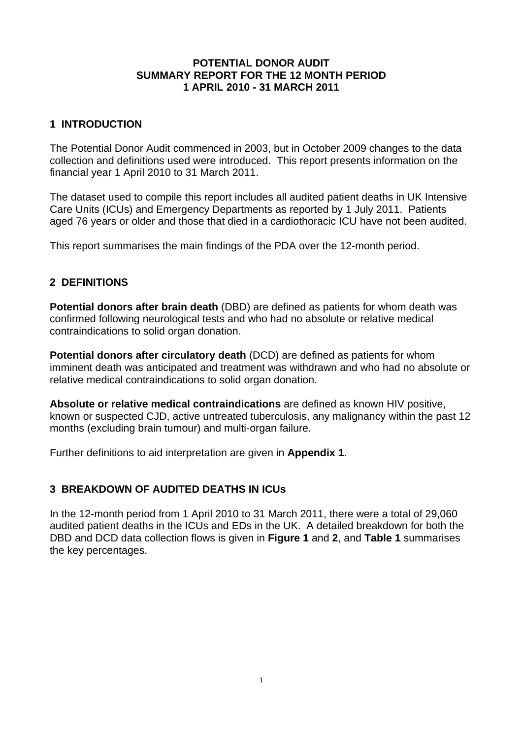# POTENTIAL DONOR AUDIT
# SUMMARY REPORT FOR THE 12 MONTH PERIOD
# 1 APRIL 2010 - 31 MARCH 2011

## 1 INTRODUCTION

The Potential Donor Audit commenced in 2003, but in October 2009 changes to the data collection and definitions used were introduced. This report presents information on the financial year 1 April 2010 to 31 March 2011.

The dataset used to compile this report includes all audited patient deaths in UK Intensive Care Units (ICUs) and Emergency Departments as reported by 1 July 2011. Patients aged 76 years or older and those that died in a cardiothoracic ICU have not been audited.

This report summarises the main findings of the PDA over the 12-month period.

## 2 DEFINITIONS

**Potential donors after brain death** (DBD) are defined as patients for whom death was confirmed following neurological tests and who had no absolute or relative medical contraindications to solid organ donation.

**Potential donors after circulatory death** (DCD) are defined as patients for whom imminent death was anticipated and treatment was withdrawn and who had no absolute or relative medical contraindications to solid organ donation.

**Absolute or relative medical contraindications** are defined as known HIV positive, known or suspected CJD, active untreated tuberculosis, any malignancy within the past 12 months (excluding brain tumour) and multi-organ failure.

Further definitions to aid interpretation are given in **Appendix 1**.

## 3 BREAKDOWN OF AUDITED DEATHS IN ICUs

In the 12-month period from 1 April 2010 to 31 March 2011, there were a total of 29,060 audited patient deaths in the ICUs and EDs in the UK. A detailed breakdown for both the DBD and DCD data collection flows is given in **Figure 1** and **2**, and **Table 1** summarises the key percentages.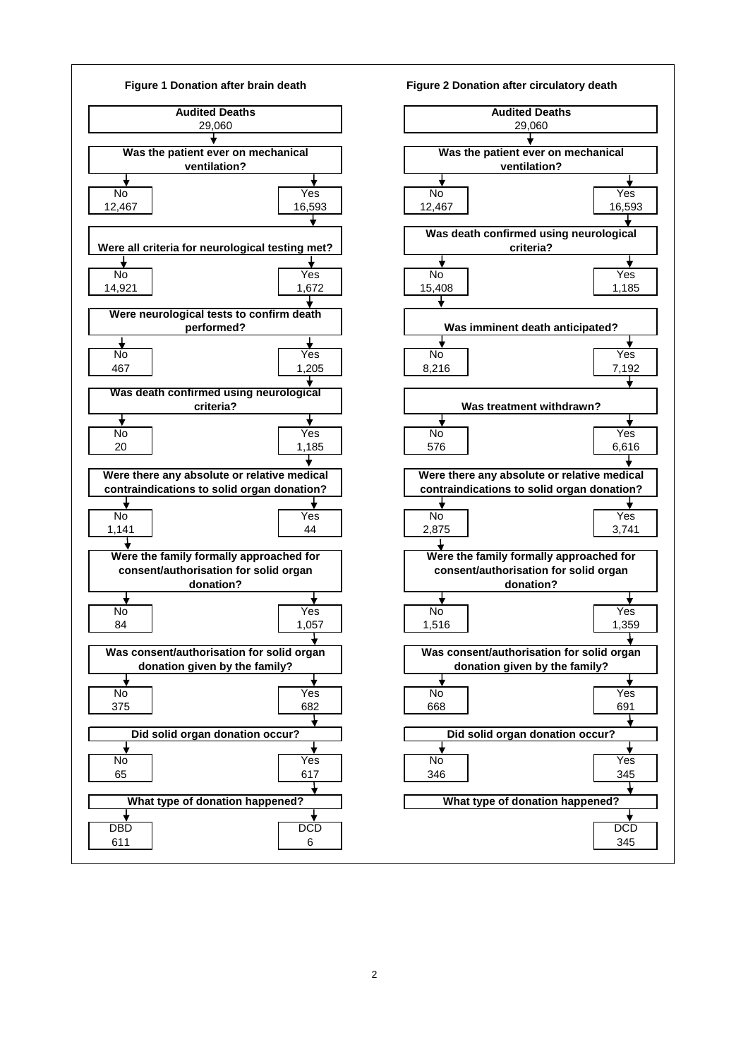**Figure 1 Donation after brain death**

**Audited Deaths**
29,060

**Was the patient ever on mechanical ventilation?**

| No | Yes |
|---|---|
| 12,467 | 16,593 |

**Were all criteria for neurological testing met?**

| No | Yes |
|---|---|
| 14,921 | 1,672 |

**Were neurological tests to confirm death performed?**

| No | Yes |
|---|---|
| 467 | 1,205 |

**Was death confirmed using neurological criteria?**

| No | Yes |
|---|---|
| 20 | 1,185 |

**Were there any absolute or relative medical contraindications to solid organ donation?**

| No | Yes |
|---|---|
| 1,141 | 44 |

**Were the family formally approached for consent/authorisation for solid organ donation?**

| No | Yes |
|---|---|
| 84 | 1,057 |

**Was consent/authorisation for solid organ donation given by the family?**

| No | Yes |
|---|---|
| 375 | 682 |

**Did solid organ donation occur?**

| No | Yes |
|---|---|
| 65 | 617 |

**What type of donation happened?**

| DBD | DCD |
|---|---|
| 611 | 6 |

**Figure 2 Donation after circulatory death**

**Audited Deaths**
29,060

**Was the patient ever on mechanical ventilation?**

| No | Yes |
|---|---|
| 12,467 | 16,593 |

**Was death confirmed using neurological criteria?**

| No | Yes |
|---|---|
| 15,408 | 1,185 |

**Was imminent death anticipated?**

| No | Yes |
|---|---|
| 8,216 | 7,192 |

**Was treatment withdrawn?**

| No | Yes |
|---|---|
| 576 | 6,616 |

**Were there any absolute or relative medical contraindications to solid organ donation?**

| No | Yes |
|---|---|
| 2,875 | 3,741 |

**Were the family formally approached for consent/authorisation for solid organ donation?**

| No | Yes |
|---|---|
| 1,516 | 1,359 |

**Was consent/authorisation for solid organ donation given by the family?**

| No | Yes |
|---|---|
| 668 | 691 |

**Did solid organ donation occur?**

| No | Yes |
|---|---|
| 346 | 345 |

**What type of donation happened?**

| DCD |
|---|
| 345 |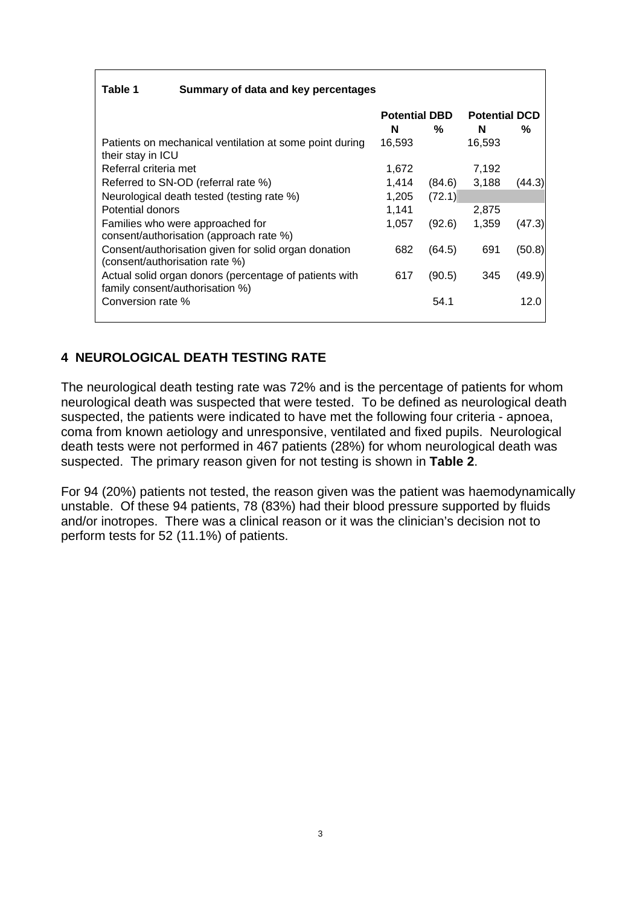**Table 1 Summary of data and key percentages**

| | Potential DBD | | Potential DCD | |
|---|---|---|---|---|
| | N | % | N | % |
| Patients on mechanical ventilation at some point during their stay in ICU | 16,593 | | 16,593 | |
| Referral criteria met | 1,672 | | 7,192 | |
| Referred to SN-OD (referral rate %) | 1,414 | (84.6) | 3,188 | (44.3) |
| Neurological death tested (testing rate %) | 1,205 | (72.1) | | |
| Potential donors | 1,141 | | 2,875 | |
| Families who were approached for consent/authorisation (approach rate %) | 1,057 | (92.6) | 1,359 | (47.3) |
| Consent/authorisation given for solid organ donation (consent/authorisation rate %) | 682 | (64.5) | 691 | (50.8) |
| Actual solid organ donors (percentage of patients with family consent/authorisation %) | 617 | (90.5) | 345 | (49.9) |
| Conversion rate % | | 54.1 | | 12.0 |

## 4 NEUROLOGICAL DEATH TESTING RATE

The neurological death testing rate was 72% and is the percentage of patients for whom neurological death was suspected that were tested. To be defined as neurological death suspected, the patients were indicated to have met the following four criteria - apnoea, coma from known aetiology and unresponsive, ventilated and fixed pupils. Neurological death tests were not performed in 467 patients (28%) for whom neurological death was suspected. The primary reason given for not testing is shown in **Table 2**.

For 94 (20%) patients not tested, the reason given was the patient was haemodynamically unstable. Of these 94 patients, 78 (83%) had their blood pressure supported by fluids and/or inotropes. There was a clinical reason or it was the clinician's decision not to perform tests for 52 (11.1%) of patients.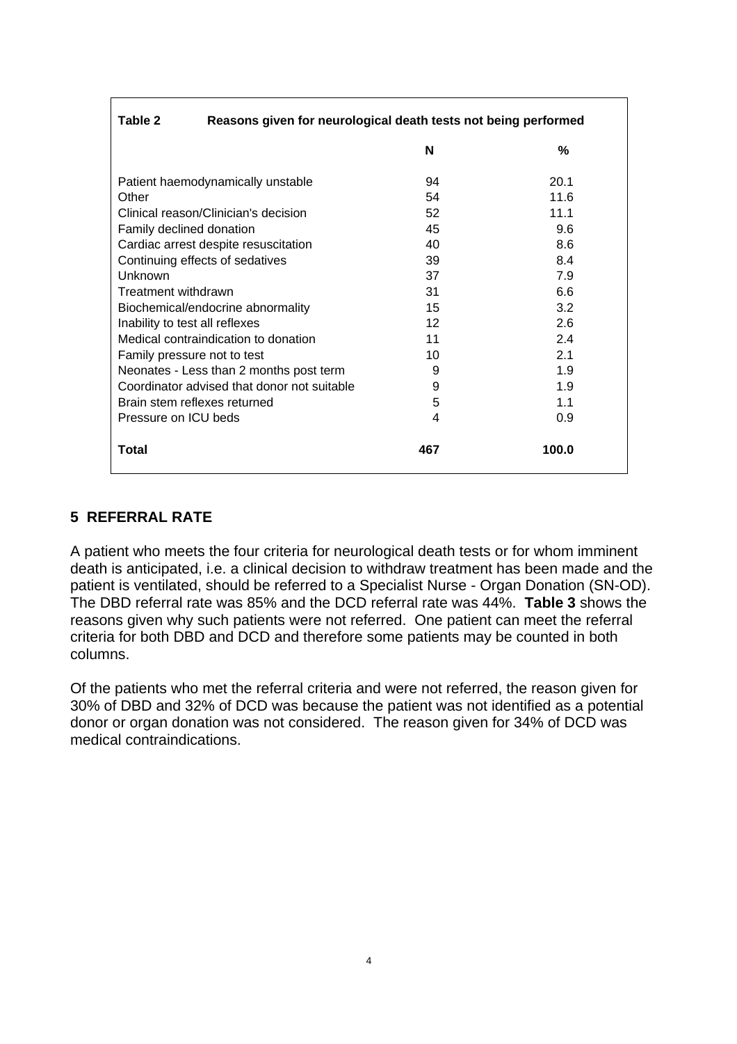**Table 2 Reasons given for neurological death tests not being performed**

| | N | % |
|---|---|---|
| Patient haemodynamically unstable | 94 | 20.1 |
| Other | 54 | 11.6 |
| Clinical reason/Clinician's decision | 52 | 11.1 |
| Family declined donation | 45 | 9.6 |
| Cardiac arrest despite resuscitation | 40 | 8.6 |
| Continuing effects of sedatives | 39 | 8.4 |
| Unknown | 37 | 7.9 |
| Treatment withdrawn | 31 | 6.6 |
| Biochemical/endocrine abnormality | 15 | 3.2 |
| Inability to test all reflexes | 12 | 2.6 |
| Medical contraindication to donation | 11 | 2.4 |
| Family pressure not to test | 10 | 2.1 |
| Neonates - Less than 2 months post term | 9 | 1.9 |
| Coordinator advised that donor not suitable | 9 | 1.9 |
| Brain stem reflexes returned | 5 | 1.1 |
| Pressure on ICU beds | 4 | 0.9 |
| **Total** | **467** | **100.0** |

## 5 REFERRAL RATE

A patient who meets the four criteria for neurological death tests or for whom imminent death is anticipated, i.e. a clinical decision to withdraw treatment has been made and the patient is ventilated, should be referred to a Specialist Nurse - Organ Donation (SN-OD). The DBD referral rate was 85% and the DCD referral rate was 44%. **Table 3** shows the reasons given why such patients were not referred. One patient can meet the referral criteria for both DBD and DCD and therefore some patients may be counted in both columns.

Of the patients who met the referral criteria and were not referred, the reason given for 30% of DBD and 32% of DCD was because the patient was not identified as a potential donor or organ donation was not considered. The reason given for 34% of DCD was medical contraindications.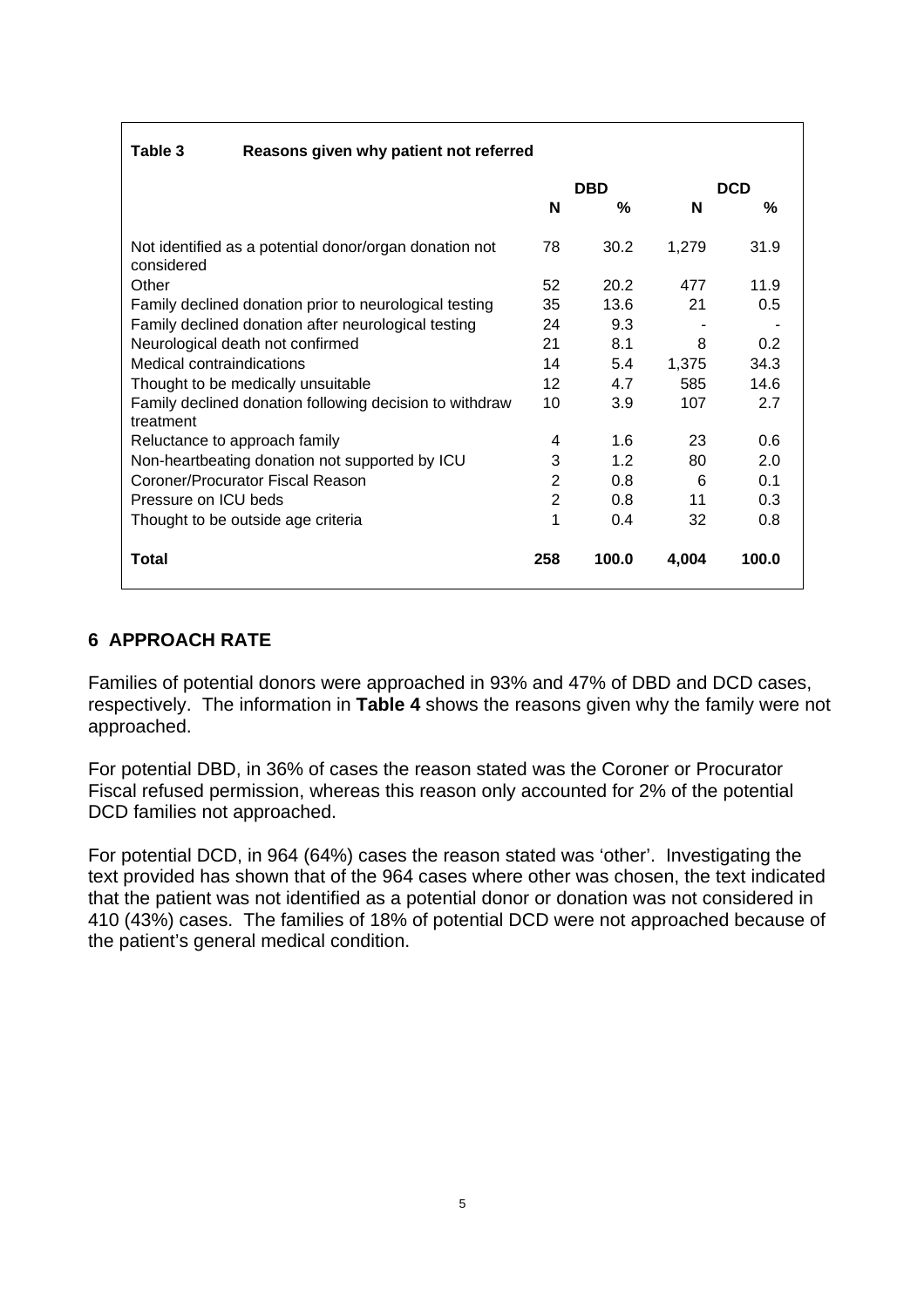**Table 3 Reasons given why patient not referred**

| | DBD | | DCD | |
|---|---|---|---|---|
| | **N** | **%** | **N** | **%** |
| Not identified as a potential donor/organ donation not considered | 78 | 30.2 | 1,279 | 31.9 |
| Other | 52 | 20.2 | 477 | 11.9 |
| Family declined donation prior to neurological testing | 35 | 13.6 | 21 | 0.5 |
| Family declined donation after neurological testing | 24 | 9.3 | - | - |
| Neurological death not confirmed | 21 | 8.1 | 8 | 0.2 |
| Medical contraindications | 14 | 5.4 | 1,375 | 34.3 |
| Thought to be medically unsuitable | 12 | 4.7 | 585 | 14.6 |
| Family declined donation following decision to withdraw treatment | 10 | 3.9 | 107 | 2.7 |
| Reluctance to approach family | 4 | 1.6 | 23 | 0.6 |
| Non-heartbeating donation not supported by ICU | 3 | 1.2 | 80 | 2.0 |
| Coroner/Procurator Fiscal Reason | 2 | 0.8 | 6 | 0.1 |
| Pressure on ICU beds | 2 | 0.8 | 11 | 0.3 |
| Thought to be outside age criteria | 1 | 0.4 | 32 | 0.8 |
| **Total** | **258** | **100.0** | **4,004** | **100.0** |

## 6 APPROACH RATE

Families of potential donors were approached in 93% and 47% of DBD and DCD cases, respectively. The information in **Table 4** shows the reasons given why the family were not approached.

For potential DBD, in 36% of cases the reason stated was the Coroner or Procurator Fiscal refused permission, whereas this reason only accounted for 2% of the potential DCD families not approached.

For potential DCD, in 964 (64%) cases the reason stated was 'other'. Investigating the text provided has shown that of the 964 cases where other was chosen, the text indicated that the patient was not identified as a potential donor or donation was not considered in 410 (43%) cases. The families of 18% of potential DCD were not approached because of the patient's general medical condition.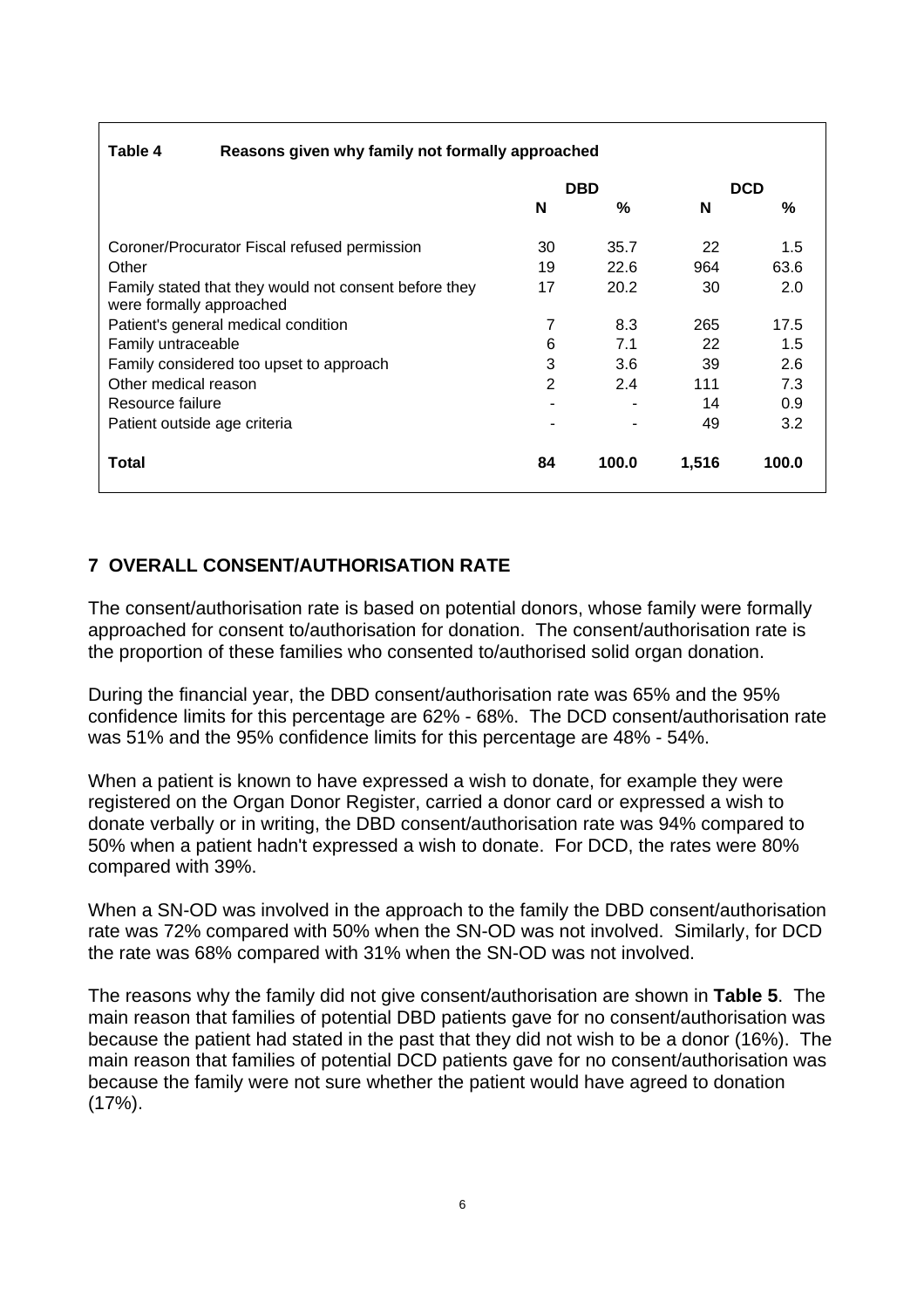**Table 4 Reasons given why family not formally approached**

| | DBD | | DCD | |
|---|---|---|---|---|
| | N | % | N | % |
| Coroner/Procurator Fiscal refused permission | 30 | 35.7 | 22 | 1.5 |
| Other | 19 | 22.6 | 964 | 63.6 |
| Family stated that they would not consent before they were formally approached | 17 | 20.2 | 30 | 2.0 |
| Patient's general medical condition | 7 | 8.3 | 265 | 17.5 |
| Family untraceable | 6 | 7.1 | 22 | 1.5 |
| Family considered too upset to approach | 3 | 3.6 | 39 | 2.6 |
| Other medical reason | 2 | 2.4 | 111 | 7.3 |
| Resource failure | - | - | 14 | 0.9 |
| Patient outside age criteria | - | - | 49 | 3.2 |
| **Total** | **84** | **100.0** | **1,516** | **100.0** |

## 7 OVERALL CONSENT/AUTHORISATION RATE

The consent/authorisation rate is based on potential donors, whose family were formally approached for consent to/authorisation for donation. The consent/authorisation rate is the proportion of these families who consented to/authorised solid organ donation.

During the financial year, the DBD consent/authorisation rate was 65% and the 95% confidence limits for this percentage are 62% - 68%. The DCD consent/authorisation rate was 51% and the 95% confidence limits for this percentage are 48% - 54%.

When a patient is known to have expressed a wish to donate, for example they were registered on the Organ Donor Register, carried a donor card or expressed a wish to donate verbally or in writing, the DBD consent/authorisation rate was 94% compared to 50% when a patient hadn't expressed a wish to donate. For DCD, the rates were 80% compared with 39%.

When a SN-OD was involved in the approach to the family the DBD consent/authorisation rate was 72% compared with 50% when the SN-OD was not involved. Similarly, for DCD the rate was 68% compared with 31% when the SN-OD was not involved.

The reasons why the family did not give consent/authorisation are shown in **Table 5**. The main reason that families of potential DBD patients gave for no consent/authorisation was because the patient had stated in the past that they did not wish to be a donor (16%). The main reason that families of potential DCD patients gave for no consent/authorisation was because the family were not sure whether the patient would have agreed to donation (17%).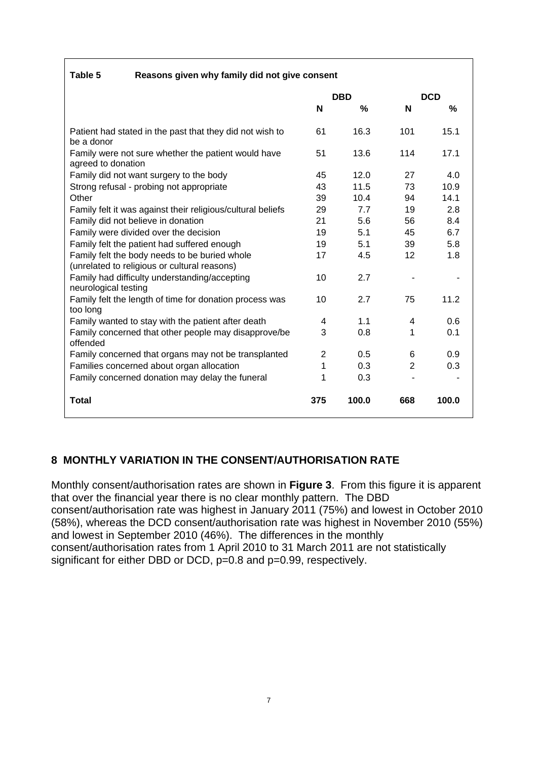**Table 5 Reasons given why family did not give consent**

| | DBD | | DCD | |
|---|---|---|---|---|
| | **N** | **%** | **N** | **%** |
| Patient had stated in the past that they did not wish to be a donor | 61 | 16.3 | 101 | 15.1 |
| Family were not sure whether the patient would have agreed to donation | 51 | 13.6 | 114 | 17.1 |
| Family did not want surgery to the body | 45 | 12.0 | 27 | 4.0 |
| Strong refusal - probing not appropriate | 43 | 11.5 | 73 | 10.9 |
| Other | 39 | 10.4 | 94 | 14.1 |
| Family felt it was against their religious/cultural beliefs | 29 | 7.7 | 19 | 2.8 |
| Family did not believe in donation | 21 | 5.6 | 56 | 8.4 |
| Family were divided over the decision | 19 | 5.1 | 45 | 6.7 |
| Family felt the patient had suffered enough | 19 | 5.1 | 39 | 5.8 |
| Family felt the body needs to be buried whole (unrelated to religious or cultural reasons) | 17 | 4.5 | 12 | 1.8 |
| Family had difficulty understanding/accepting neurological testing | 10 | 2.7 | - | - |
| Family felt the length of time for donation process was too long | 10 | 2.7 | 75 | 11.2 |
| Family wanted to stay with the patient after death | 4 | 1.1 | 4 | 0.6 |
| Family concerned that other people may disapprove/be offended | 3 | 0.8 | 1 | 0.1 |
| Family concerned that organs may not be transplanted | 2 | 0.5 | 6 | 0.9 |
| Families concerned about organ allocation | 1 | 0.3 | 2 | 0.3 |
| Family concerned donation may delay the funeral | 1 | 0.3 | - | - |
| **Total** | **375** | **100.0** | **668** | **100.0** |

## 8 MONTHLY VARIATION IN THE CONSENT/AUTHORISATION RATE

Monthly consent/authorisation rates are shown in **Figure 3**. From this figure it is apparent that over the financial year there is no clear monthly pattern. The DBD consent/authorisation rate was highest in January 2011 (75%) and lowest in October 2010 (58%), whereas the DCD consent/authorisation rate was highest in November 2010 (55%) and lowest in September 2010 (46%). The differences in the monthly consent/authorisation rates from 1 April 2010 to 31 March 2011 are not statistically significant for either DBD or DCD, $p=0.8$ and $p=0.99$, respectively.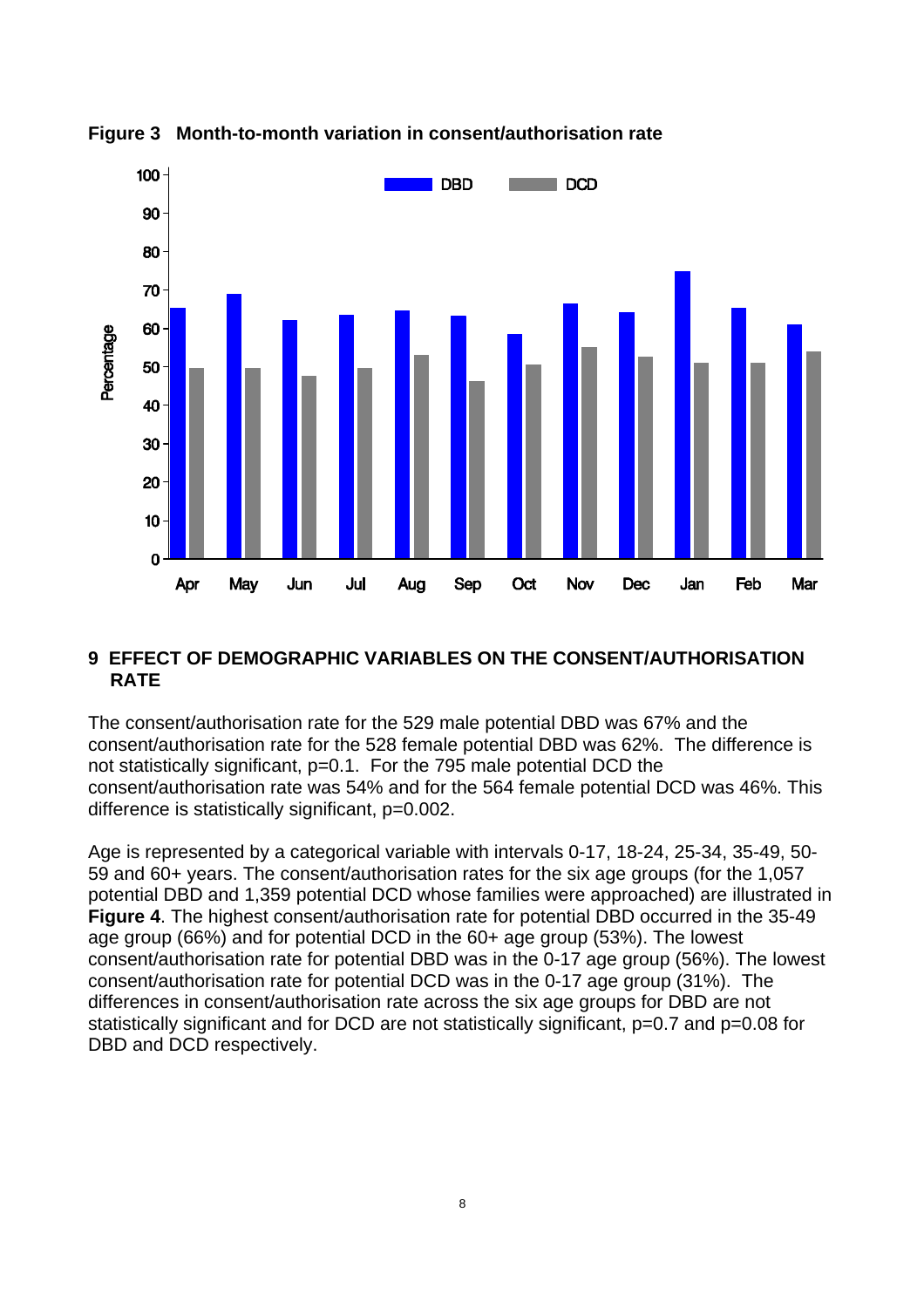**Figure 3 Month-to-month variation in consent/authorisation rate**

## 9 EFFECT OF DEMOGRAPHIC VARIABLES ON THE CONSENT/AUTHORISATION RATE

The consent/authorisation rate for the 529 male potential DBD was 67% and the consent/authorisation rate for the 528 female potential DBD was 62%. The difference is not statistically significant, p=0.1. For the 795 male potential DCD the consent/authorisation rate was 54% and for the 564 female potential DCD was 46%. This difference is statistically significant, p=0.002.

Age is represented by a categorical variable with intervals 0-17, 18-24, 25-34, 35-49, 50-59 and 60+ years. The consent/authorisation rates for the six age groups (for the 1,057 potential DBD and 1,359 potential DCD whose families were approached) are illustrated in **Figure 4**. The highest consent/authorisation rate for potential DBD occurred in the 35-49 age group (66%) and for potential DCD in the 60+ age group (53%). The lowest consent/authorisation rate for potential DBD was in the 0-17 age group (56%). The lowest consent/authorisation rate for potential DCD was in the 0-17 age group (31%). The differences in consent/authorisation rate across the six age groups for DBD are not statistically significant and for DCD are not statistically significant, p=0.7 and p=0.08 for DBD and DCD respectively.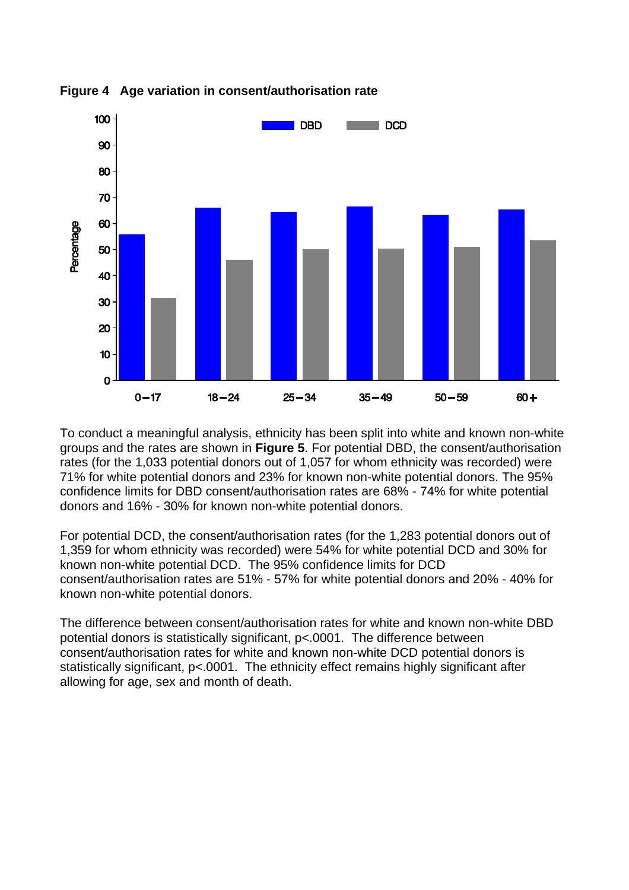**Figure 4 Age variation in consent/authorisation rate**

To conduct a meaningful analysis, ethnicity has been split into white and known non-white groups and the rates are shown in **Figure 5**. For potential DBD, the consent/authorisation rates (for the 1,033 potential donors out of 1,057 for whom ethnicity was recorded) were 71% for white potential donors and 23% for known non-white potential donors. The 95% confidence limits for DBD consent/authorisation rates are 68% - 74% for white potential donors and 16% - 30% for known non-white potential donors.

For potential DCD, the consent/authorisation rates (for the 1,283 potential donors out of 1,359 for whom ethnicity was recorded) were 54% for white potential DCD and 30% for known non-white potential DCD. The 95% confidence limits for DCD consent/authorisation rates are 51% - 57% for white potential donors and 20% - 40% for known non-white potential donors.

The difference between consent/authorisation rates for white and known non-white DBD potential donors is statistically significant, $p<.0001$. The difference between consent/authorisation rates for white and known non-white DCD potential donors is statistically significant, $p<.0001$. The ethnicity effect remains highly significant after allowing for age, sex and month of death.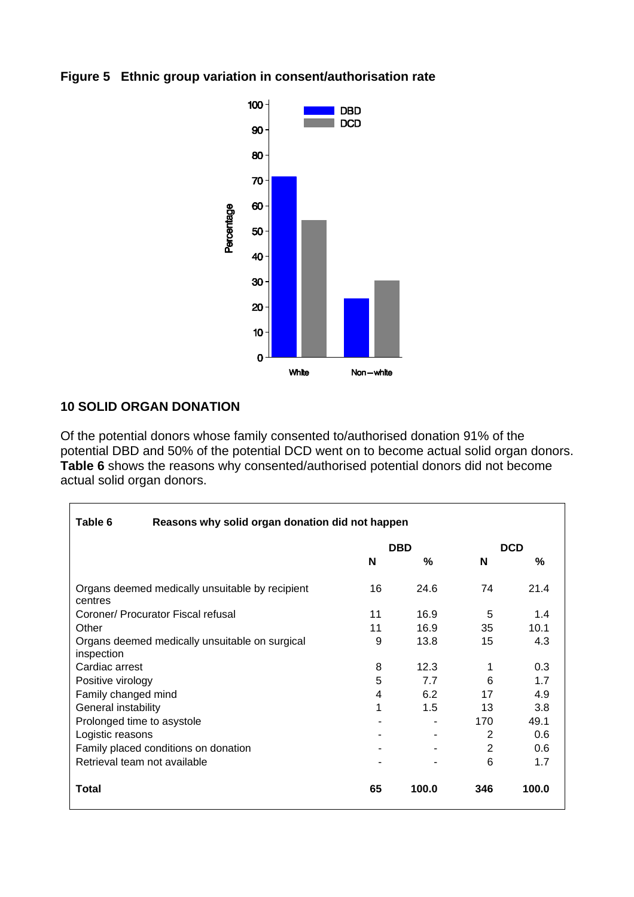**Figure 5 Ethnic group variation in consent/authorisation rate**

## 10 SOLID ORGAN DONATION

Of the potential donors whose family consented to/authorised donation 91% of the potential DBD and 50% of the potential DCD went on to become actual solid organ donors. **Table 6** shows the reasons why consented/authorised potential donors did not become actual solid organ donors.

**Table 6 Reasons why solid organ donation did not happen**

| | DBD | | DCD | |
|---|---|---|---|---|
| | **N** | **%** | **N** | **%** |
| Organs deemed medically unsuitable by recipient centres | 16 | 24.6 | 74 | 21.4 |
| Coroner/ Procurator Fiscal refusal | 11 | 16.9 | 5 | 1.4 |
| Other | 11 | 16.9 | 35 | 10.1 |
| Organs deemed medically unsuitable on surgical inspection | 9 | 13.8 | 15 | 4.3 |
| Cardiac arrest | 8 | 12.3 | 1 | 0.3 |
| Positive virology | 5 | 7.7 | 6 | 1.7 |
| Family changed mind | 4 | 6.2 | 17 | 4.9 |
| General instability | 1 | 1.5 | 13 | 3.8 |
| Prolonged time to asystole | - | - | 170 | 49.1 |
| Logistic reasons | - | - | 2 | 0.6 |
| Family placed conditions on donation | - | - | 2 | 0.6 |
| Retrieval team not available | - | - | 6 | 1.7 |
| **Total** | **65** | **100.0** | **346** | **100.0** |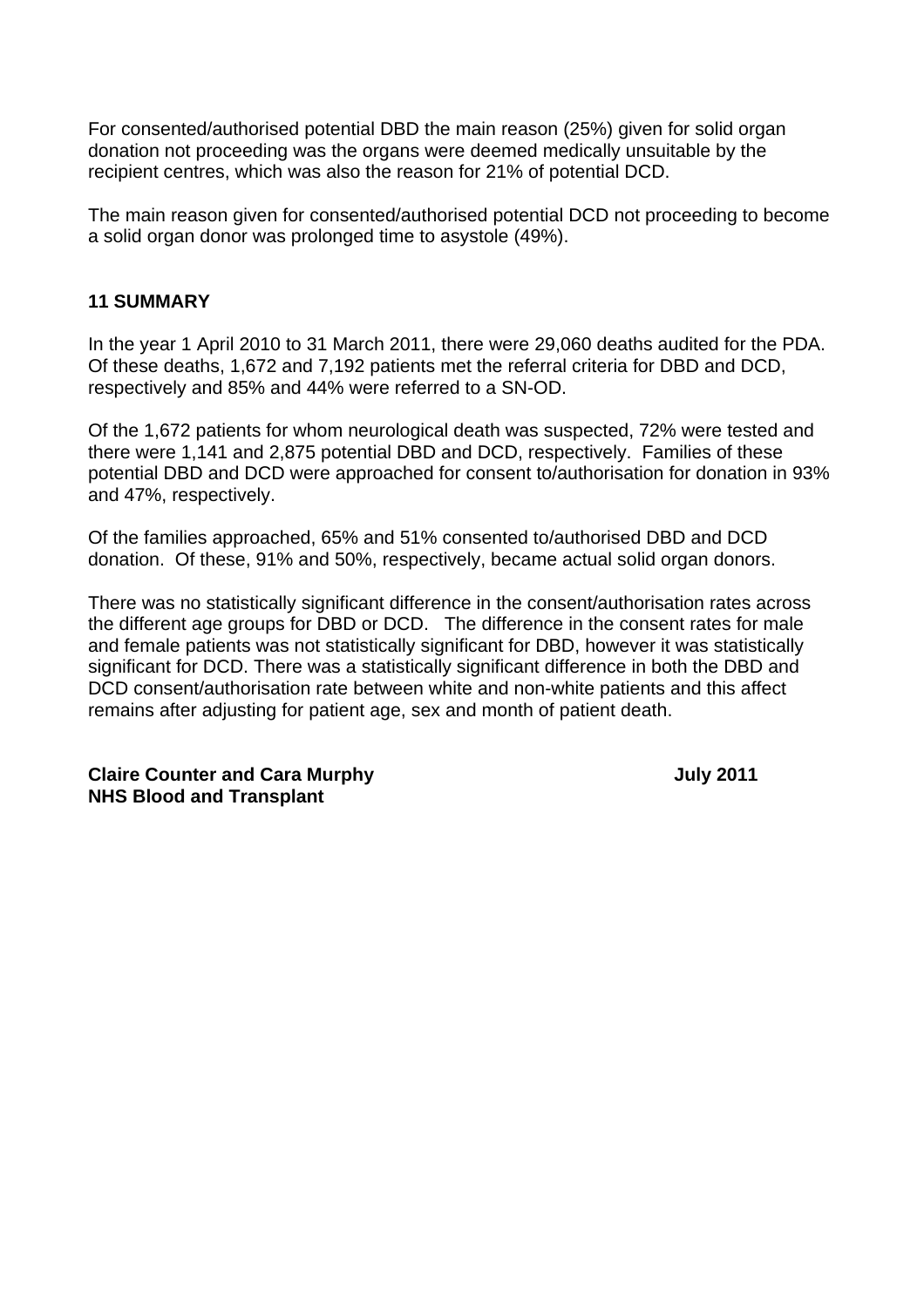For consented/authorised potential DBD the main reason (25%) given for solid organ donation not proceeding was the organs were deemed medically unsuitable by the recipient centres, which was also the reason for 21% of potential DCD.

The main reason given for consented/authorised potential DCD not proceeding to become a solid organ donor was prolonged time to asystole (49%).

## 11 SUMMARY

In the year 1 April 2010 to 31 March 2011, there were 29,060 deaths audited for the PDA. Of these deaths, 1,672 and 7,192 patients met the referral criteria for DBD and DCD, respectively and 85% and 44% were referred to a SN-OD.

Of the 1,672 patients for whom neurological death was suspected, 72% were tested and there were 1,141 and 2,875 potential DBD and DCD, respectively. Families of these potential DBD and DCD were approached for consent to/authorisation for donation in 93% and 47%, respectively.

Of the families approached, 65% and 51% consented to/authorised DBD and DCD donation. Of these, 91% and 50%, respectively, became actual solid organ donors.

There was no statistically significant difference in the consent/authorisation rates across the different age groups for DBD or DCD. The difference in the consent rates for male and female patients was not statistically significant for DBD, however it was statistically significant for DCD. There was a statistically significant difference in both the DBD and DCD consent/authorisation rate between white and non-white patients and this affect remains after adjusting for patient age, sex and month of patient death.

**Claire Counter and Cara Murphy** **July 2011**
**NHS Blood and Transplant**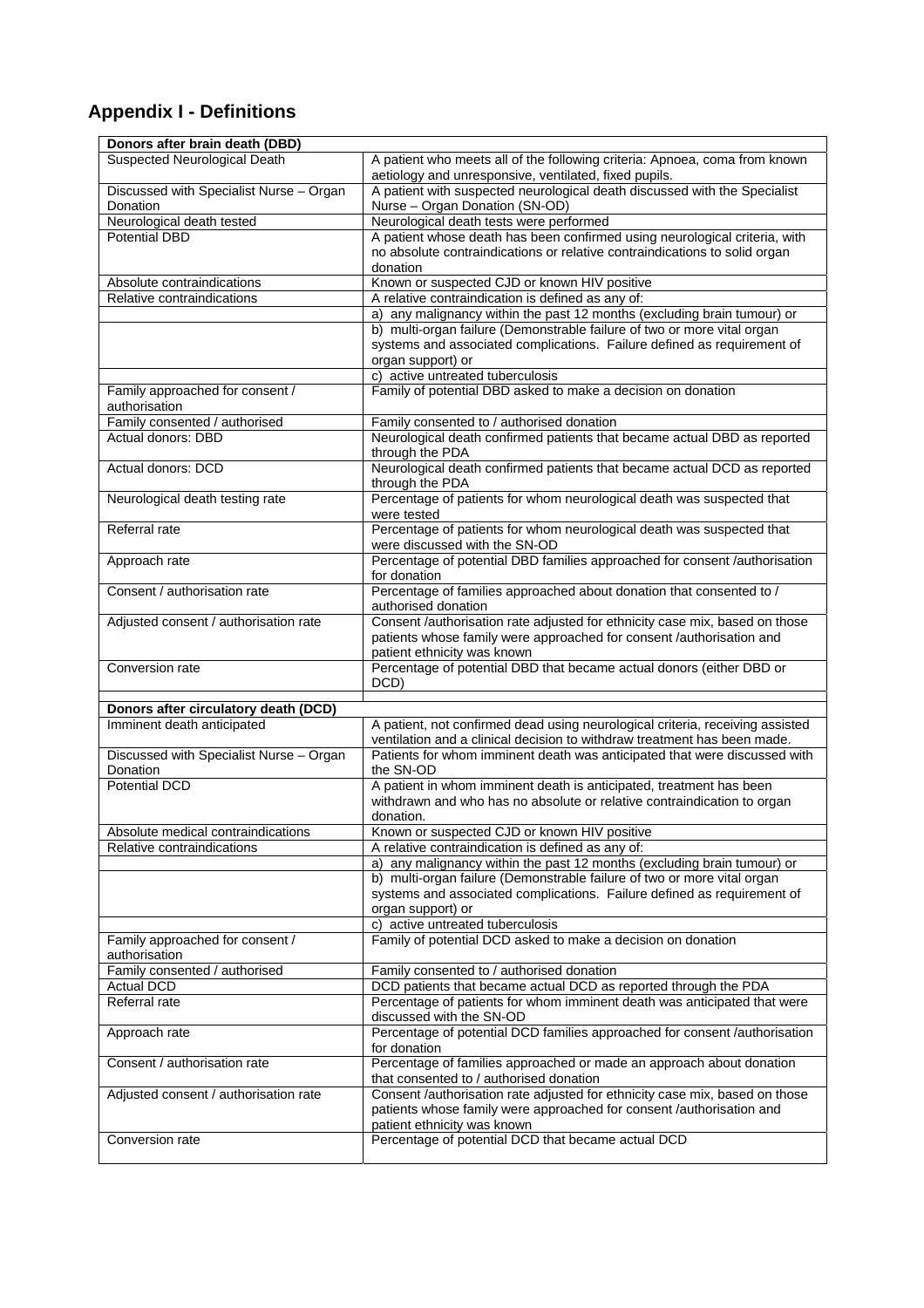## Appendix I - Definitions

| Donors after brain death (DBD) | |
|---|---|
| Suspected Neurological Death | A patient who meets all of the following criteria: Apnoea, coma from known aetiology and unresponsive, ventilated, fixed pupils. |
| Discussed with Specialist Nurse – Organ Donation | A patient with suspected neurological death discussed with the Specialist Nurse – Organ Donation (SN-OD) |
| Neurological death tested | Neurological death tests were performed |
| Potential DBD | A patient whose death has been confirmed using neurological criteria, with no absolute contraindications or relative contraindications to solid organ donation |
| Absolute contraindications | Known or suspected CJD or known HIV positive |
| Relative contraindications | A relative contraindication is defined as any of: |
| | a) any malignancy within the past 12 months (excluding brain tumour) or |
| | b) multi-organ failure (Demonstrable failure of two or more vital organ systems and associated complications. Failure defined as requirement of organ support) or |
| | c) active untreated tuberculosis |
| Family approached for consent / authorisation | Family of potential DBD asked to make a decision on donation |
| Family consented / authorised | Family consented to / authorised donation |
| Actual donors: DBD | Neurological death confirmed patients that became actual DBD as reported through the PDA |
| Actual donors: DCD | Neurological death confirmed patients that became actual DCD as reported through the PDA |
| Neurological death testing rate | Percentage of patients for whom neurological death was suspected that were tested |
| Referral rate | Percentage of patients for whom neurological death was suspected that were discussed with the SN-OD |
| Approach rate | Percentage of potential DBD families approached for consent /authorisation for donation |
| Consent / authorisation rate | Percentage of families approached about donation that consented to / authorised donation |
| Adjusted consent / authorisation rate | Consent /authorisation rate adjusted for ethnicity case mix, based on those patients whose family were approached for consent /authorisation and patient ethnicity was known |
| Conversion rate | Percentage of potential DBD that became actual donors (either DBD or DCD) |
| | |
| **Donors after circulatory death (DCD)** | |
| Imminent death anticipated | A patient, not confirmed dead using neurological criteria, receiving assisted ventilation and a clinical decision to withdraw treatment has been made. |
| Discussed with Specialist Nurse – Organ Donation | Patients for whom imminent death was anticipated that were discussed with the SN-OD |
| Potential DCD | A patient in whom imminent death is anticipated, treatment has been withdrawn and who has no absolute or relative contraindication to organ donation. |
| Absolute medical contraindications | Known or suspected CJD or known HIV positive |
| Relative contraindications | A relative contraindication is defined as any of: |
| | a) any malignancy within the past 12 months (excluding brain tumour) or |
| | b) multi-organ failure (Demonstrable failure of two or more vital organ systems and associated complications. Failure defined as requirement of organ support) or |
| | c) active untreated tuberculosis |
| Family approached for consent / authorisation | Family of potential DCD asked to make a decision on donation |
| Family consented / authorised | Family consented to / authorised donation |
| Actual DCD | DCD patients that became actual DCD as reported through the PDA |
| Referral rate | Percentage of patients for whom imminent death was anticipated that were discussed with the SN-OD |
| Approach rate | Percentage of potential DCD families approached for consent /authorisation for donation |
| Consent / authorisation rate | Percentage of families approached or made an approach about donation that consented to / authorised donation |
| Adjusted consent / authorisation rate | Consent /authorisation rate adjusted for ethnicity case mix, based on those patients whose family were approached for consent /authorisation and patient ethnicity was known |
| Conversion rate | Percentage of potential DCD that became actual DCD |